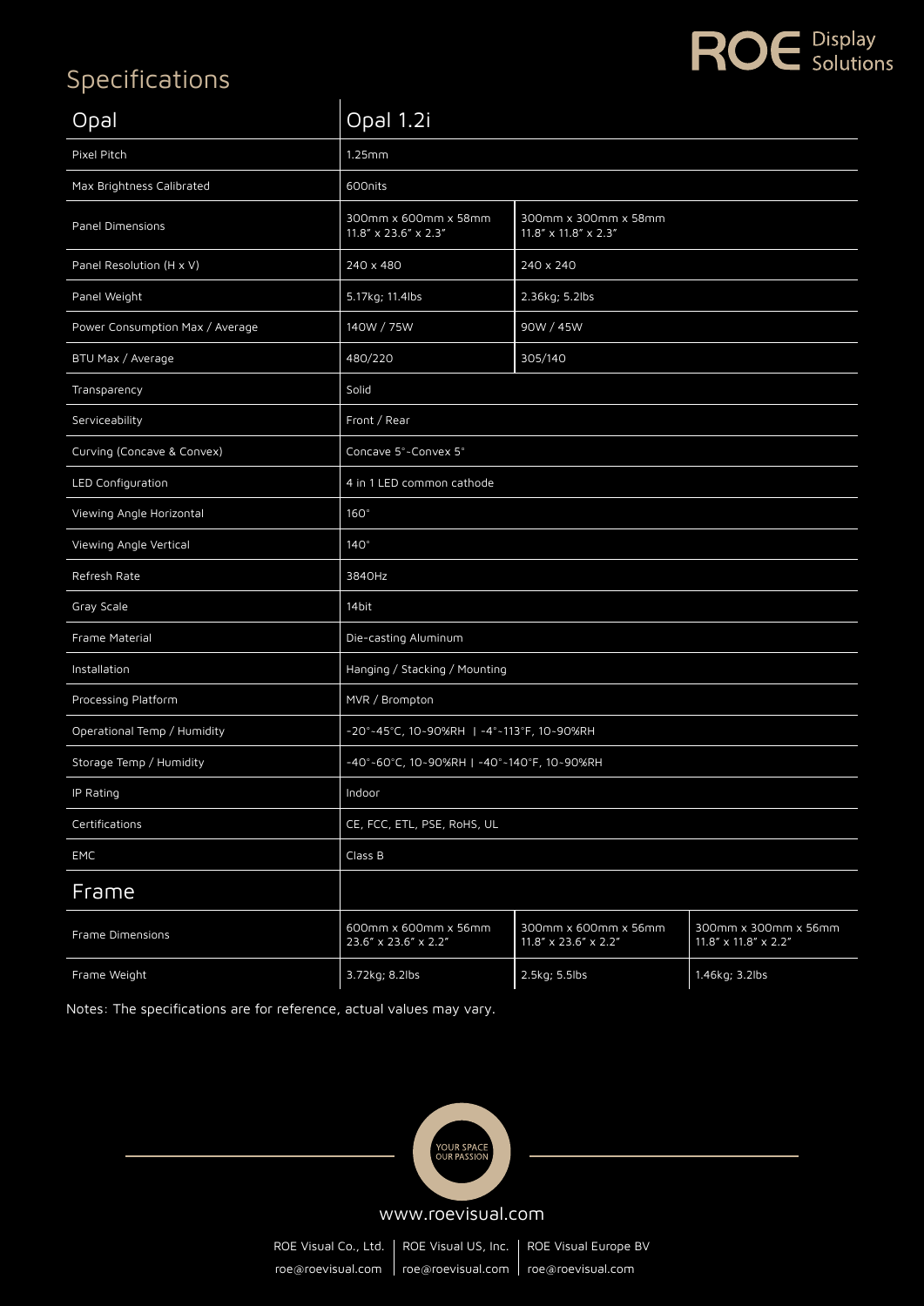# Specifications

ROE Display Solutions

| Opal | Opal 1.2i | | |
|---|---|---|---|
| Pixel Pitch | 1.25mm | | |
| Max Brightness Calibrated | 600nits | | |
| Panel Dimensions | 300mm x 600mm x 58mm<br>11.8″ x 23.6″ x 2.3″ | 300mm x 300mm x 58mm<br>11.8″ x 11.8″ x 2.3″ | |
| Panel Resolution (H x V) | 240 x 480 | 240 x 240 | |
| Panel Weight | 5.17kg; 11.4lbs | 2.36kg; 5.2lbs | |
| Power Consumption Max / Average | 140W / 75W | 90W / 45W | |
| BTU Max / Average | 480/220 | 305/140 | |
| Transparency | Solid | | |
| Serviceability | Front / Rear | | |
| Curving (Concave & Convex) | Concave 5°-Convex 5° | | |
| LED Configuration | 4 in 1 LED common cathode | | |
| Viewing Angle Horizontal | 160° | | |
| Viewing Angle Vertical | 140° | | |
| Refresh Rate | 3840Hz | | |
| Gray Scale | 14bit | | |
| Frame Material | Die-casting Aluminum | | |
| Installation | Hanging / Stacking / Mounting | | |
| Processing Platform | MVR / Brompton | | |
| Operational Temp / Humidity | -20°-45°C, 10-90%RH \| -4°-113°F, 10-90%RH | | |
| Storage Temp / Humidity | -40°-60°C, 10-90%RH \| -40°-140°F, 10-90%RH | | |
| IP Rating | Indoor | | |
| Certifications | CE, FCC, ETL, PSE, RoHS, UL | | |
| EMC | Class B | | |
| **Frame** | | | |
| Frame Dimensions | 600mm x 600mm x 56mm<br>23.6″ x 23.6″ x 2.2″ | 300mm x 600mm x 56mm<br>11.8″ x 23.6″ x 2.2″ | 300mm x 300mm x 56mm<br>11.8″ x 11.8″ x 2.2″ |
| Frame Weight | 3.72kg; 8.2lbs | 2.5kg; 5.5lbs | 1.46kg; 3.2lbs |

Notes: The specifications are for reference, actual values may vary.

YOUR SPACE OUR PASSION

www.roevisual.com

ROE Visual Co., Ltd. | ROE Visual US, Inc. | ROE Visual Europe BV

roe@roevisual.com | roe@roevisual.com | roe@roevisual.com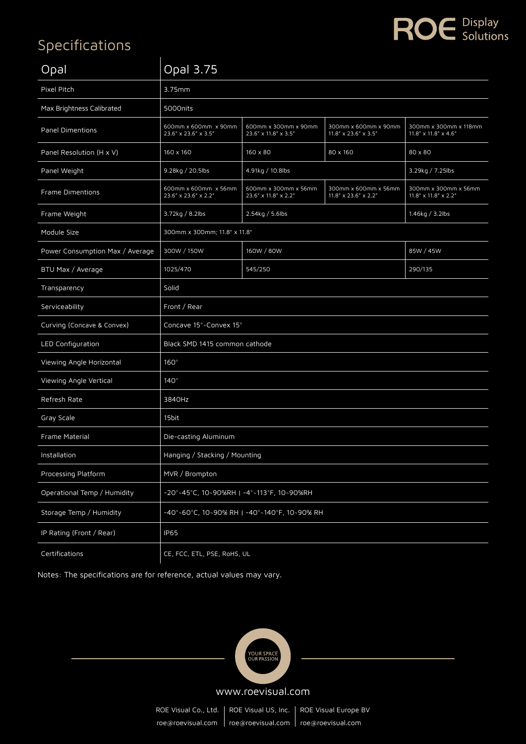ROE Display Solutions

# Specifications

| Opal | Opal 3.75 | | | |
|---|---|---|---|---|
| Pixel Pitch | 3.75mm | | | |
| Max Brightness Calibrated | 5000nits | | | |
| Panel Dimentions | 600mm x 600mm x 90mm 23.6" x 23.6" x 3.5" | 600mm x 300mm x 90mm 23.6" x 11.8" x 3.5" | 300mm x 600mm x 90mm 11.8" x 23.6" x 3.5" | 300mm x 300mm x 118mm 11.8" x 11.8" x 4.6" |
| Panel Resolution (H x V) | 160 x 160 | 160 x 80 | 80 x 160 | 80 x 80 |
| Panel Weight | 9.28kg / 20.5lbs | 4.91kg / 10.8lbs | | 3.29kg / 7.25lbs |
| Frame Dimentions | 600mm x 600mm x 56mm 23.6" x 23.6" x 2.2" | 600mm x 300mm x 56mm 23.6" x 11.8" x 2.2" | 300mm x 600mm x 56mm 11.8" x 23.6" x 2.2" | 300mm x 300mm x 56mm 11.8" x 11.8" x 2.2" |
| Frame Weight | 3.72kg / 8.2lbs | 2.54kg / 5.6lbs | | 1.46kg / 3.2lbs |
| Module Size | 300mm x 300mm; 11.8" x 11.8" | | | |
| Power Consumption Max / Average | 300W / 150W | 160W / 80W | | 85W / 45W |
| BTU Max / Average | 1025/470 | 545/250 | | 290/135 |
| Transparency | Solid | | | |
| Serviceability | Front / Rear | | | |
| Curving (Concave & Convex) | Concave 15°~Convex 15° | | | |
| LED Configuration | Black SMD 1415 common cathode | | | |
| Viewing Angle Horizontal | 160° | | | |
| Viewing Angle Vertical | 140° | | | |
| Refresh Rate | 3840Hz | | | |
| Gray Scale | 15bit | | | |
| Frame Material | Die-casting Aluminum | | | |
| Installation | Hanging / Stacking / Mounting | | | |
| Processing Platform | MVR / Brompton | | | |
| Operational Temp / Humidity | -20°~45°C, 10~90%RH \| -4°~113°F, 10~90%RH | | | |
| Storage Temp / Humidity | -40°~60°C, 10~90% RH \| -40°~140°F, 10~90% RH | | | |
| IP Rating (Front / Rear) | IP65 | | | |
| Certifications | CE, FCC, ETL, PSE, RoHS, UL | | | |

Notes: The specifications are for reference, actual values may vary.

YOUR SPACE OUR PASSION

www.roevisual.com

ROE Visual Co., Ltd. roe@roevisual.com | ROE Visual US, Inc. roe@roevisual.com | ROE Visual Europe BV roe@roevisual.com